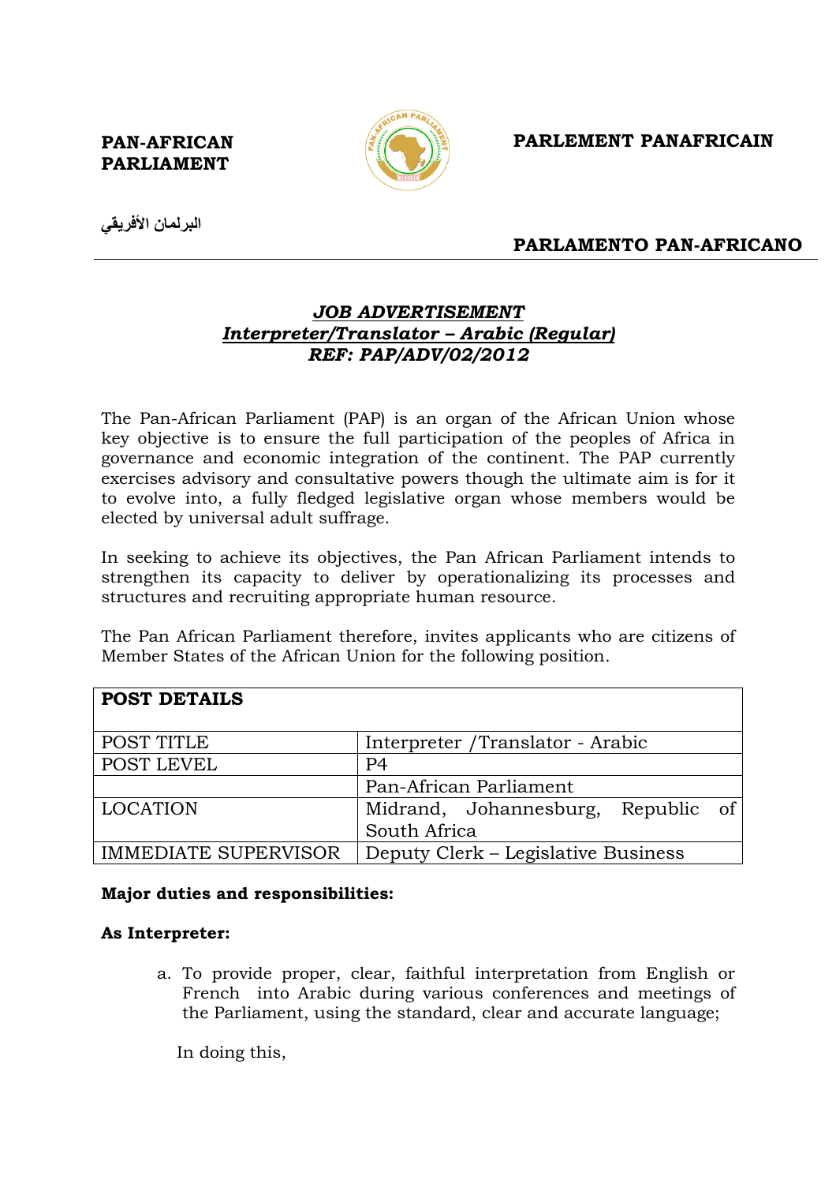**PAN-AFRICAN PARLIAMENT**

**PARLEMENT PANAFRICAIN**

**البرلمان الأفريقي**

**PARLAMENTO PAN-AFRICANO**

---

## ***JOB ADVERTISEMENT***
## ***Interpreter/Translator – Arabic (Regular)***
## ***REF: PAP/ADV/02/2012***

The Pan-African Parliament (PAP) is an organ of the African Union whose key objective is to ensure the full participation of the peoples of Africa in governance and economic integration of the continent. The PAP currently exercises advisory and consultative powers though the ultimate aim is for it to evolve into, a fully fledged legislative organ whose members would be elected by universal adult suffrage.

In seeking to achieve its objectives, the Pan African Parliament intends to strengthen its capacity to deliver by operationalizing its processes and structures and recruiting appropriate human resource.

The Pan African Parliament therefore, invites applicants who are citizens of Member States of the African Union for the following position.

| **POST DETAILS** | |
|---|---|
| POST TITLE | Interpreter /Translator - Arabic |
| POST LEVEL | P4 |
| | Pan-African Parliament |
| LOCATION | Midrand, Johannesburg, Republic of South Africa |
| IMMEDIATE SUPERVISOR | Deputy Clerk – Legislative Business |

**Major duties and responsibilities:**

**As Interpreter:**

a. To provide proper, clear, faithful interpretation from English or French into Arabic during various conferences and meetings of the Parliament, using the standard, clear and accurate language;

In doing this,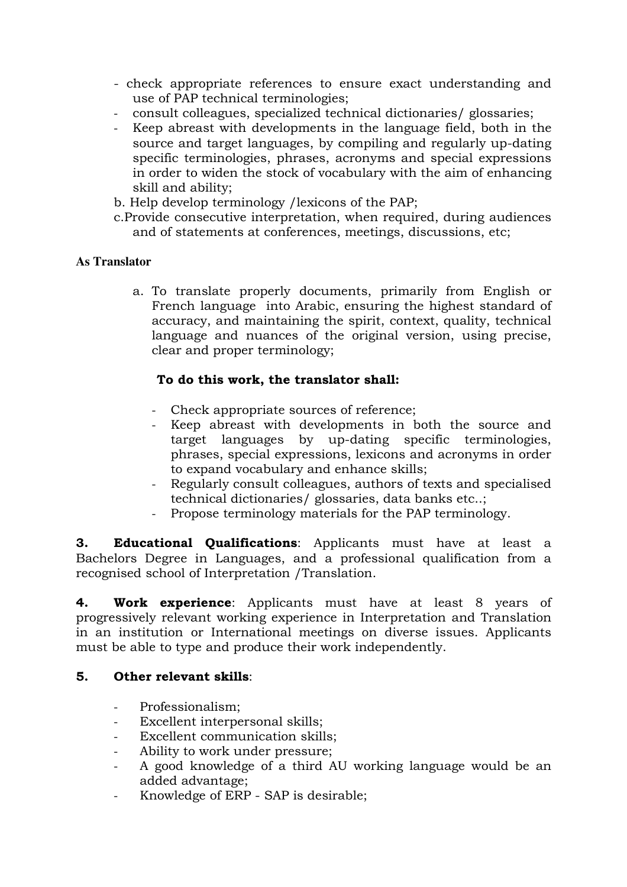- check appropriate references to ensure exact understanding and use of PAP technical terminologies;
- consult colleagues, specialized technical dictionaries/ glossaries;
- Keep abreast with developments in the language field, both in the source and target languages, by compiling and regularly up-dating specific terminologies, phrases, acronyms and special expressions in order to widen the stock of vocabulary with the aim of enhancing skill and ability;

b. Help develop terminology /lexicons of the PAP;

c.Provide consecutive interpretation, when required, during audiences and of statements at conferences, meetings, discussions, etc;

**As Translator**

a. To translate properly documents, primarily from English or French language into Arabic, ensuring the highest standard of accuracy, and maintaining the spirit, context, quality, technical language and nuances of the original version, using precise, clear and proper terminology;

**To do this work, the translator shall:**

- Check appropriate sources of reference;
- Keep abreast with developments in both the source and target languages by up-dating specific terminologies, phrases, special expressions, lexicons and acronyms in order to expand vocabulary and enhance skills;
- Regularly consult colleagues, authors of texts and specialised technical dictionaries/ glossaries, data banks etc..;
- Propose terminology materials for the PAP terminology.

**3. Educational Qualifications**: Applicants must have at least a Bachelors Degree in Languages, and a professional qualification from a recognised school of Interpretation /Translation.

**4. Work experience**: Applicants must have at least 8 years of progressively relevant working experience in Interpretation and Translation in an institution or International meetings on diverse issues. Applicants must be able to type and produce their work independently.

**5. Other relevant skills**:

- Professionalism;
- Excellent interpersonal skills;
- Excellent communication skills;
- Ability to work under pressure;
- A good knowledge of a third AU working language would be an added advantage;
- Knowledge of ERP - SAP is desirable;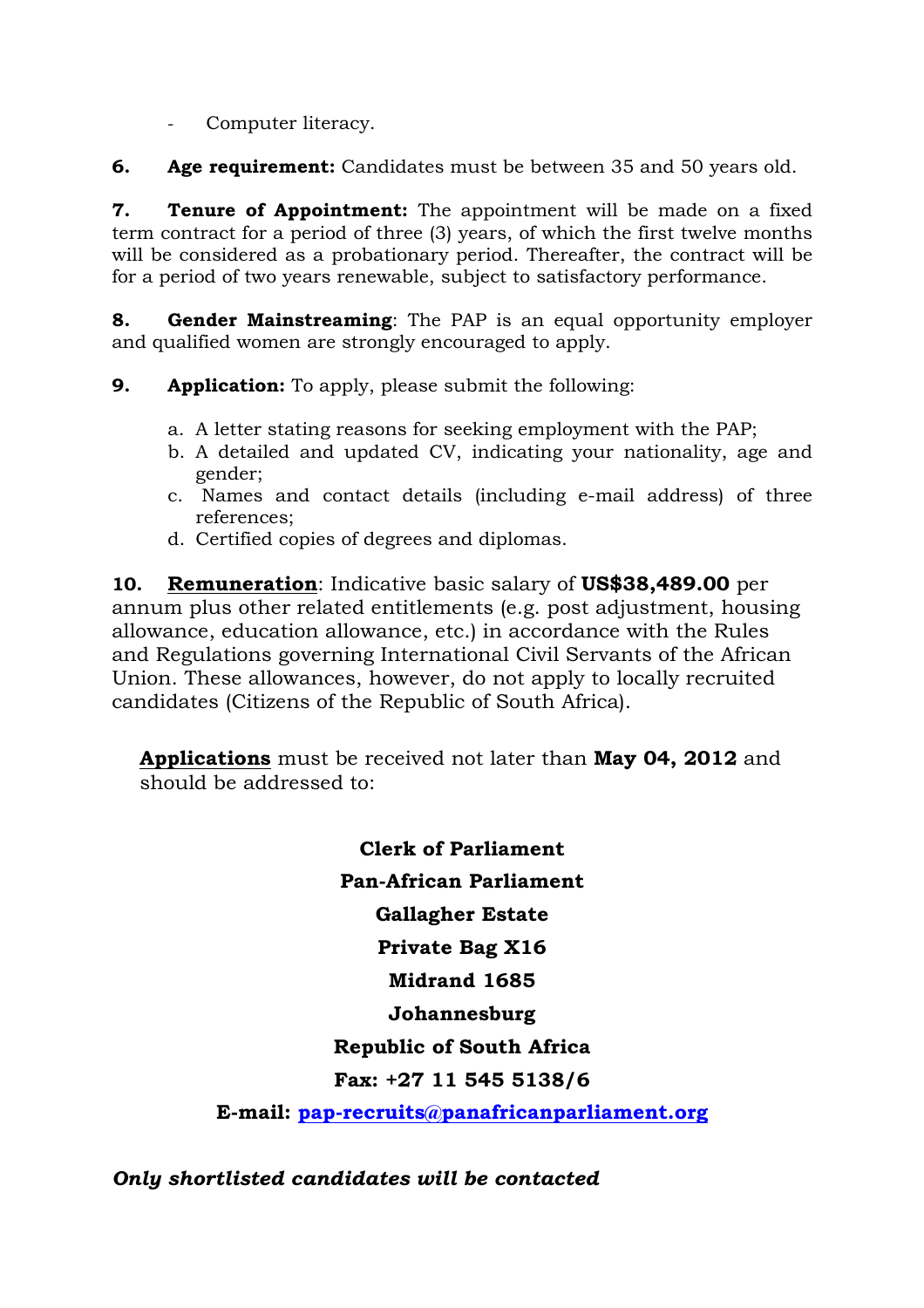- Computer literacy.

**6. Age requirement:** Candidates must be between 35 and 50 years old.

**7. Tenure of Appointment:** The appointment will be made on a fixed term contract for a period of three (3) years, of which the first twelve months will be considered as a probationary period. Thereafter, the contract will be for a period of two years renewable, subject to satisfactory performance.

**8. Gender Mainstreaming**: The PAP is an equal opportunity employer and qualified women are strongly encouraged to apply.

**9. Application:** To apply, please submit the following:

a. A letter stating reasons for seeking employment with the PAP;
b. A detailed and updated CV, indicating your nationality, age and gender;
c. Names and contact details (including e-mail address) of three references;
d. Certified copies of degrees and diplomas.

**10. Remuneration**: Indicative basic salary of **US$38,489.00** per annum plus other related entitlements (e.g. post adjustment, housing allowance, education allowance, etc.) in accordance with the Rules and Regulations governing International Civil Servants of the African Union. These allowances, however, do not apply to locally recruited candidates (Citizens of the Republic of South Africa).

**Applications** must be received not later than **May 04, 2012** and should be addressed to:

**Clerk of Parliament**
**Pan-African Parliament**
**Gallagher Estate**
**Private Bag X16**
**Midrand 1685**
**Johannesburg**
**Republic of South Africa**
**Fax: +27 11 545 5138/6**
**E-mail: pap-recruits@panafricanparliament.org**

***Only shortlisted candidates will be contacted***